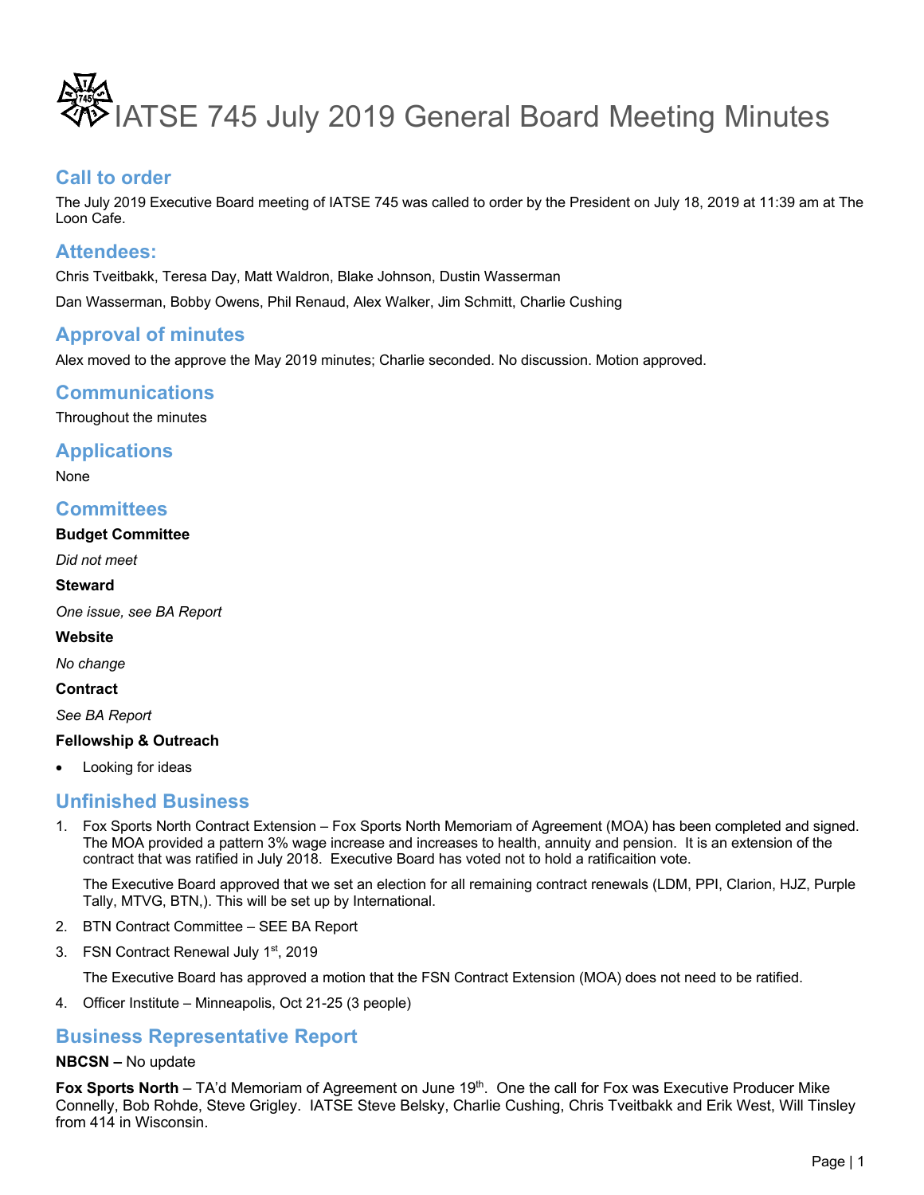# IATSE 745 July 2019 General Board Meeting Minutes

## Call to order

The July 2019 Executive Board meeting of IATSE 745 was called to order by the President on July 18, 2019 at 11:39 am at The Loon Cafe.

## Attendees:

Chris Tveitbakk, Teresa Day, Matt Waldron, Blake Johnson, Dustin Wasserman

Dan Wasserman, Bobby Owens, Phil Renaud, Alex Walker, Jim Schmitt, Charlie Cushing

## Approval of minutes

Alex moved to the approve the May 2019 minutes; Charlie seconded. No discussion. Motion approved.

## Communications

Throughout the minutes

## Applications

None

## Committees

**Budget Committee**

*Did not meet*

**Steward**

*One issue, see BA Report*

**Website**

*No change*

**Contract**

*See BA Report*

**Fellowship & Outreach**

- Looking for ideas

## Unfinished Business

1. Fox Sports North Contract Extension – Fox Sports North Memoriam of Agreement (MOA) has been completed and signed. The MOA provided a pattern 3% wage increase and increases to health, annuity and pension. It is an extension of the contract that was ratified in July 2018. Executive Board has voted not to hold a ratificaition vote.

   The Executive Board approved that we set an election for all remaining contract renewals (LDM, PPI, Clarion, HJZ, Purple Tally, MTVG, BTN,). This will be set up by International.

2. BTN Contract Committee – SEE BA Report
3. FSN Contract Renewal July 1st, 2019

   The Executive Board has approved a motion that the FSN Contract Extension (MOA) does not need to be ratified.

4. Officer Institute – Minneapolis, Oct 21-25 (3 people)

## Business Representative Report

**NBCSN –** No update

**Fox Sports North** – TA'd Memoriam of Agreement on June 19th. One the call for Fox was Executive Producer Mike Connelly, Bob Rohde, Steve Grigley. IATSE Steve Belsky, Charlie Cushing, Chris Tveitbakk and Erik West, Will Tinsley from 414 in Wisconsin.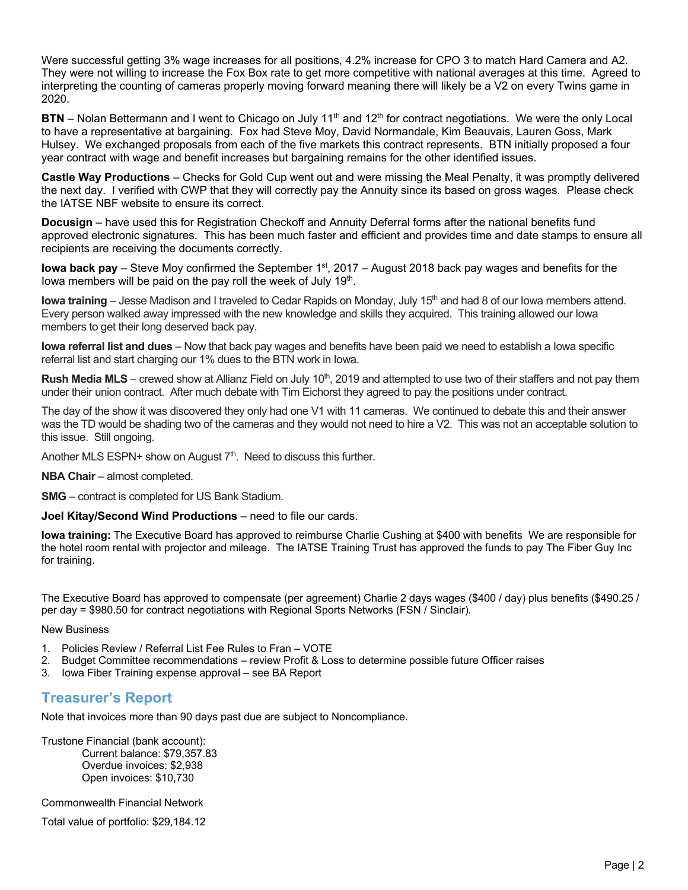Were successful getting 3% wage increases for all positions, 4.2% increase for CPO 3 to match Hard Camera and A2. They were not willing to increase the Fox Box rate to get more competitive with national averages at this time. Agreed to interpreting the counting of cameras properly moving forward meaning there will likely be a V2 on every Twins game in 2020.

**BTN** – Nolan Bettermann and I went to Chicago on July 11th and 12th for contract negotiations. We were the only Local to have a representative at bargaining. Fox had Steve Moy, David Normandale, Kim Beauvais, Lauren Goss, Mark Hulsey. We exchanged proposals from each of the five markets this contract represents. BTN initially proposed a four year contract with wage and benefit increases but bargaining remains for the other identified issues.

**Castle Way Productions** – Checks for Gold Cup went out and were missing the Meal Penalty, it was promptly delivered the next day. I verified with CWP that they will correctly pay the Annuity since its based on gross wages. Please check the IATSE NBF website to ensure its correct.

**Docusign** – have used this for Registration Checkoff and Annuity Deferral forms after the national benefits fund approved electronic signatures. This has been much faster and efficient and provides time and date stamps to ensure all recipients are receiving the documents correctly.

**Iowa back pay** – Steve Moy confirmed the September 1st, 2017 – August 2018 back pay wages and benefits for the Iowa members will be paid on the pay roll the week of July 19th.

**Iowa training** – Jesse Madison and I traveled to Cedar Rapids on Monday, July 15th and had 8 of our Iowa members attend. Every person walked away impressed with the new knowledge and skills they acquired. This training allowed our Iowa members to get their long deserved back pay.

**Iowa referral list and dues** – Now that back pay wages and benefits have been paid we need to establish a Iowa specific referral list and start charging our 1% dues to the BTN work in Iowa.

**Rush Media MLS** – crewed show at Allianz Field on July 10th, 2019 and attempted to use two of their staffers and not pay them under their union contract. After much debate with Tim Eichorst they agreed to pay the positions under contract.

The day of the show it was discovered they only had one V1 with 11 cameras. We continued to debate this and their answer was the TD would be shading two of the cameras and they would not need to hire a V2. This was not an acceptable solution to this issue. Still ongoing.

Another MLS ESPN+ show on August 7th. Need to discuss this further.

**NBA Chair** – almost completed.

**SMG** – contract is completed for US Bank Stadium.

**Joel Kitay/Second Wind Productions** – need to file our cards.

**Iowa training:** The Executive Board has approved to reimburse Charlie Cushing at $400 with benefits We are responsible for the hotel room rental with projector and mileage. The IATSE Training Trust has approved the funds to pay The Fiber Guy Inc for training.

The Executive Board has approved to compensate (per agreement) Charlie 2 days wages ($400 / day) plus benefits ($490.25 / per day = $980.50 for contract negotiations with Regional Sports Networks (FSN / Sinclair).

New Business

1. Policies Review / Referral List Fee Rules to Fran – VOTE
2. Budget Committee recommendations – review Profit & Loss to determine possible future Officer raises
3. Iowa Fiber Training expense approval – see BA Report

## Treasurer's Report

Note that invoices more than 90 days past due are subject to Noncompliance.

Trustone Financial (bank account):
- Current balance: $79,357.83
- Overdue invoices: $2,938
- Open invoices: $10,730

Commonwealth Financial Network

Total value of portfolio: $29,184.12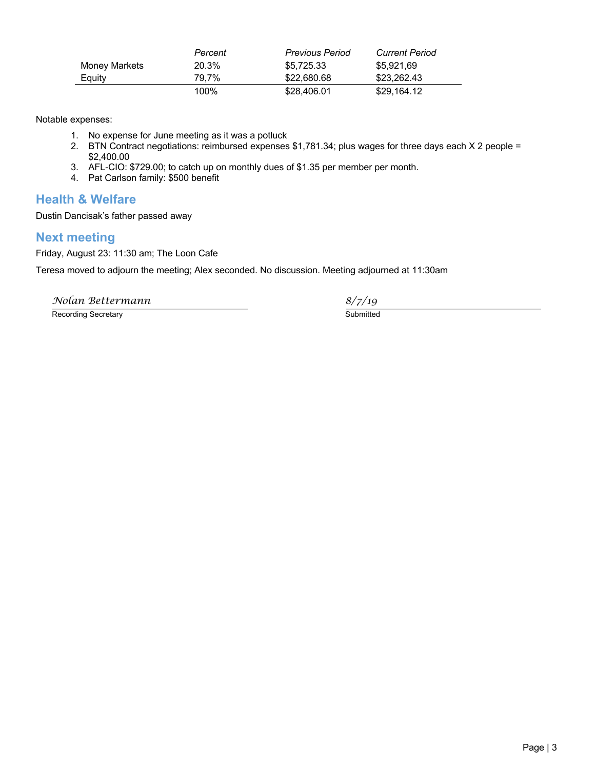| | Percent | Previous Period | Current Period |
|---|---|---|---|
| Money Markets | 20.3% | $5,725.33 | $5,921,69 |
| Equity | 79,7% | $22,680.68 | $23,262.43 |
| | 100% | $28,406.01 | $29,164.12 |

Notable expenses:

1. No expense for June meeting as it was a potluck
2. BTN Contract negotiations: reimbursed expenses $1,781.34; plus wages for three days each X 2 people = $2,400.00
3. AFL-CIO: $729.00; to catch up on monthly dues of $1.35 per member per month.
4. Pat Carlson family: $500 benefit

## Health & Welfare

Dustin Dancisak's father passed away

## Next meeting

Friday, August 23: 11:30 am; The Loon Cafe

Teresa moved to adjourn the meeting; Alex seconded. No discussion. Meeting adjourned at 11:30am

*Nolan Bettermann*
Recording Secretary

*8/7/19*
Submitted